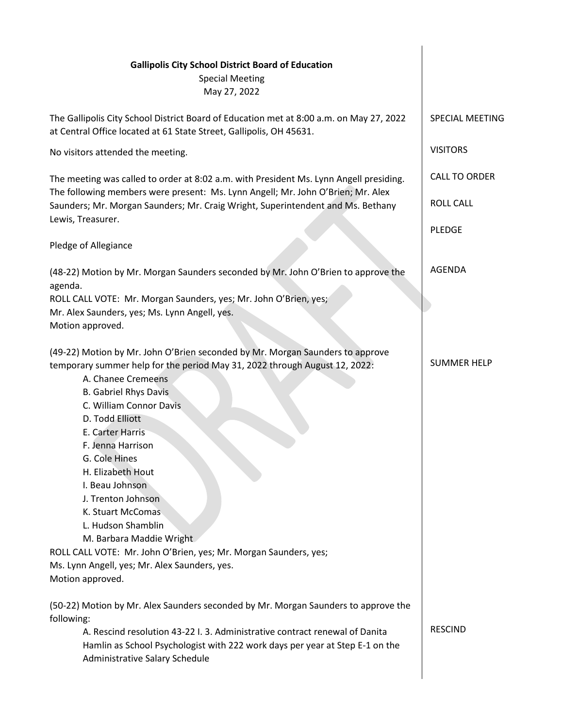**Gallipolis City School District Board of Education**

Special Meeting

May 27, 2022

SPECIAL MEETING

The Gallipolis City School District Board of Education met at 8:00 a.m. on May 27, 2022 at Central Office located at 61 State Street, Gallipolis, OH 45631.

VISITORS

No visitors attended the meeting.

CALL TO ORDER

ROLL CALL

The meeting was called to order at 8:02 a.m. with President Ms. Lynn Angell presiding. The following members were present: Ms. Lynn Angell; Mr. John O'Brien; Mr. Alex Saunders; Mr. Morgan Saunders; Mr. Craig Wright, Superintendent and Ms. Bethany Lewis, Treasurer.

PLEDGE

Pledge of Allegiance

AGENDA

(48-22) Motion by Mr. Morgan Saunders seconded by Mr. John O'Brien to approve the agenda.
ROLL CALL VOTE: Mr. Morgan Saunders, yes; Mr. John O'Brien, yes;
Mr. Alex Saunders, yes; Ms. Lynn Angell, yes.
Motion approved.

SUMMER HELP

(49-22) Motion by Mr. John O'Brien seconded by Mr. Morgan Saunders to approve temporary summer help for the period May 31, 2022 through August 12, 2022:

A. Chanee Cremeens
B. Gabriel Rhys Davis
C. William Connor Davis
D. Todd Elliott
E. Carter Harris
F. Jenna Harrison
G. Cole Hines
H. Elizabeth Hout
I. Beau Johnson
J. Trenton Johnson
K. Stuart McComas
L. Hudson Shamblin
M. Barbara Maddie Wright

ROLL CALL VOTE: Mr. John O'Brien, yes; Mr. Morgan Saunders, yes;
Ms. Lynn Angell, yes; Mr. Alex Saunders, yes.
Motion approved.

RESCIND

(50-22) Motion by Mr. Alex Saunders seconded by Mr. Morgan Saunders to approve the following:

A. Rescind resolution 43-22 I. 3. Administrative contract renewal of Danita Hamlin as School Psychologist with 222 work days per year at Step E-1 on the Administrative Salary Schedule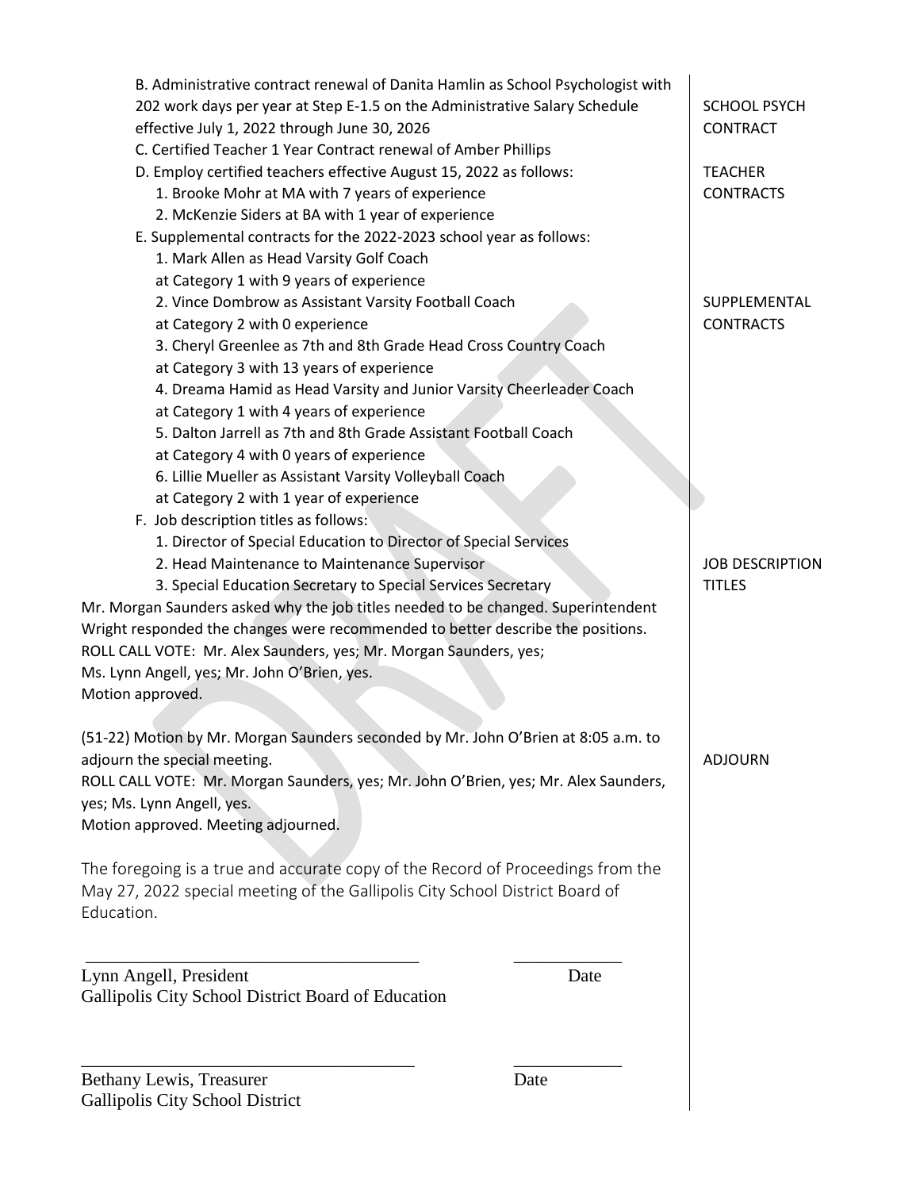B. Administrative contract renewal of Danita Hamlin as School Psychologist with 202 work days per year at Step E-1.5 on the Administrative Salary Schedule effective July 1, 2022 through June 30, 2026 — SCHOOL PSYCH CONTRACT

C. Certified Teacher 1 Year Contract renewal of Amber Phillips

D. Employ certified teachers effective August 15, 2022 as follows: — TEACHER CONTRACTS

1. Brooke Mohr at MA with 7 years of experience
2. McKenzie Siders at BA with 1 year of experience

E. Supplemental contracts for the 2022-2023 school year as follows: — SUPPLEMENTAL CONTRACTS

1. Mark Allen as Head Varsity Golf Coach at Category 1 with 9 years of experience
2. Vince Dombrow as Assistant Varsity Football Coach at Category 2 with 0 experience
3. Cheryl Greenlee as 7th and 8th Grade Head Cross Country Coach at Category 3 with 13 years of experience
4. Dreama Hamid as Head Varsity and Junior Varsity Cheerleader Coach at Category 1 with 4 years of experience
5. Dalton Jarrell as 7th and 8th Grade Assistant Football Coach at Category 4 with 0 years of experience
6. Lillie Mueller as Assistant Varsity Volleyball Coach at Category 2 with 1 year of experience

F. Job description titles as follows: — JOB DESCRIPTION TITLES

1. Director of Special Education to Director of Special Services
2. Head Maintenance to Maintenance Supervisor
3. Special Education Secretary to Special Services Secretary

Mr. Morgan Saunders asked why the job titles needed to be changed. Superintendent Wright responded the changes were recommended to better describe the positions.
ROLL CALL VOTE: Mr. Alex Saunders, yes; Mr. Morgan Saunders, yes; Ms. Lynn Angell, yes; Mr. John O'Brien, yes.
Motion approved.

(51-22) Motion by Mr. Morgan Saunders seconded by Mr. John O'Brien at 8:05 a.m. to adjourn the special meeting. — ADJOURN
ROLL CALL VOTE: Mr. Morgan Saunders, yes; Mr. John O'Brien, yes; Mr. Alex Saunders, yes; Ms. Lynn Angell, yes.
Motion approved. Meeting adjourned.

The foregoing is a true and accurate copy of the Record of Proceedings from the May 27, 2022 special meeting of the Gallipolis City School District Board of Education.

\_\_\_\_\_\_\_\_\_\_\_\_\_\_\_\_\_\_\_\_\_\_\_\_\_\_\_\_\_\_\_\_\_\_\_\_\_ \_\_\_\_\_\_\_\_\_\_\_\_

Lynn Angell, President — Date
Gallipolis City School District Board of Education

\_\_\_\_\_\_\_\_\_\_\_\_\_\_\_\_\_\_\_\_\_\_\_\_\_\_\_\_\_\_\_\_\_\_\_\_\_ \_\_\_\_\_\_\_\_\_\_\_\_

Bethany Lewis, Treasurer — Date
Gallipolis City School District